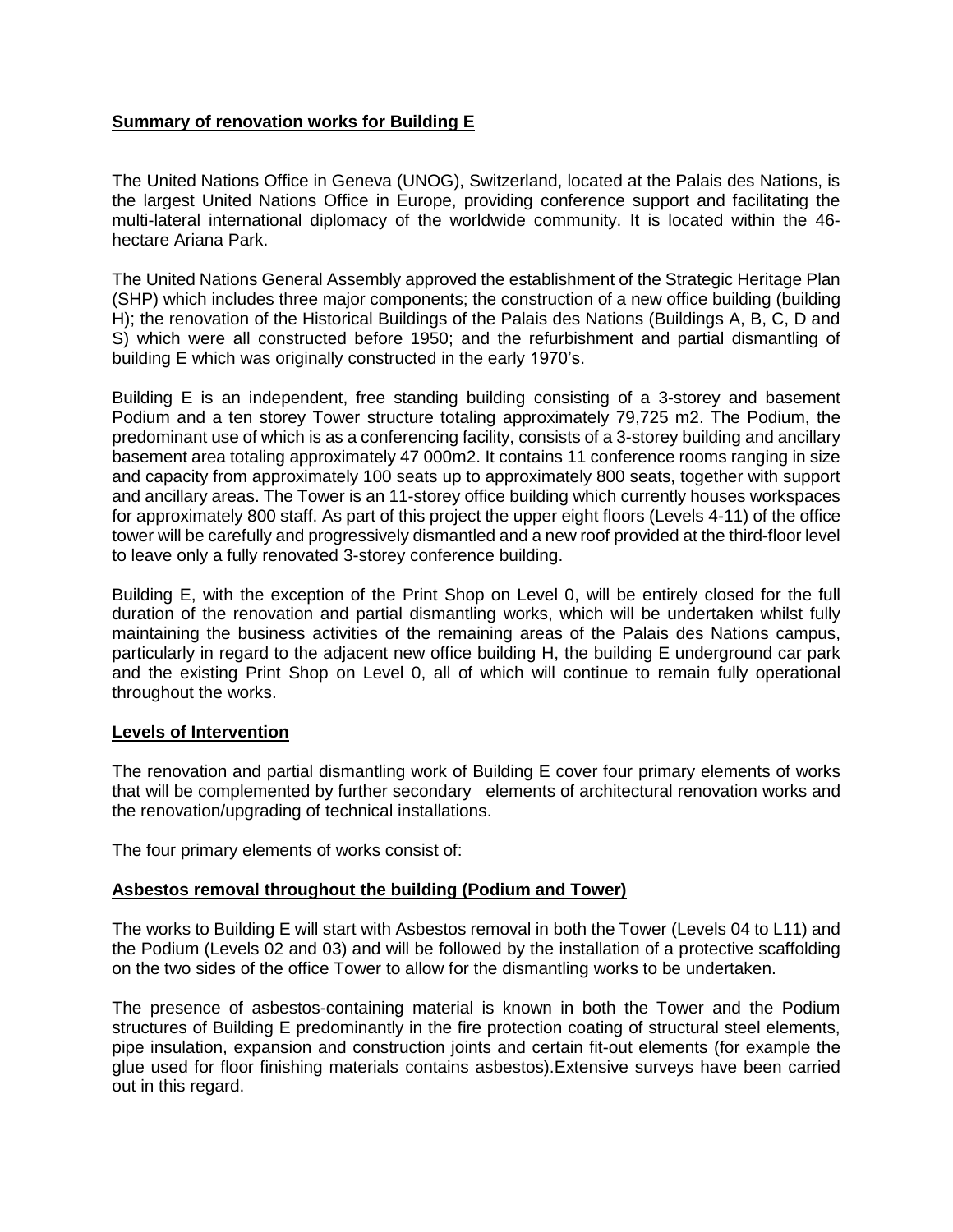## **Summary of renovation works for Building E**

The United Nations Office in Geneva (UNOG), Switzerland, located at the Palais des Nations, is the largest United Nations Office in Europe, providing conference support and facilitating the multi-lateral international diplomacy of the worldwide community. It is located within the 46-hectare Ariana Park.

The United Nations General Assembly approved the establishment of the Strategic Heritage Plan (SHP) which includes three major components; the construction of a new office building (building H); the renovation of the Historical Buildings of the Palais des Nations (Buildings A, B, C, D and S) which were all constructed before 1950; and the refurbishment and partial dismantling of building E which was originally constructed in the early 1970's.

Building E is an independent, free standing building consisting of a 3-storey and basement Podium and a ten storey Tower structure totaling approximately 79,725 m2. The Podium, the predominant use of which is as a conferencing facility, consists of a 3-storey building and ancillary basement area totaling approximately 47 000m2. It contains 11 conference rooms ranging in size and capacity from approximately 100 seats up to approximately 800 seats, together with support and ancillary areas. The Tower is an 11-storey office building which currently houses workspaces for approximately 800 staff. As part of this project the upper eight floors (Levels 4-11) of the office tower will be carefully and progressively dismantled and a new roof provided at the third-floor level to leave only a fully renovated 3-storey conference building.

Building E, with the exception of the Print Shop on Level 0, will be entirely closed for the full duration of the renovation and partial dismantling works, which will be undertaken whilst fully maintaining the business activities of the remaining areas of the Palais des Nations campus, particularly in regard to the adjacent new office building H, the building E underground car park and the existing Print Shop on Level 0, all of which will continue to remain fully operational throughout the works.

## **Levels of Intervention**

The renovation and partial dismantling work of Building E cover four primary elements of works that will be complemented by further secondary elements of architectural renovation works and the renovation/upgrading of technical installations.

The four primary elements of works consist of:

### **Asbestos removal throughout the building (Podium and Tower)**

The works to Building E will start with Asbestos removal in both the Tower (Levels 04 to L11) and the Podium (Levels 02 and 03) and will be followed by the installation of a protective scaffolding on the two sides of the office Tower to allow for the dismantling works to be undertaken.

The presence of asbestos-containing material is known in both the Tower and the Podium structures of Building E predominantly in the fire protection coating of structural steel elements, pipe insulation, expansion and construction joints and certain fit-out elements (for example the glue used for floor finishing materials contains asbestos).Extensive surveys have been carried out in this regard.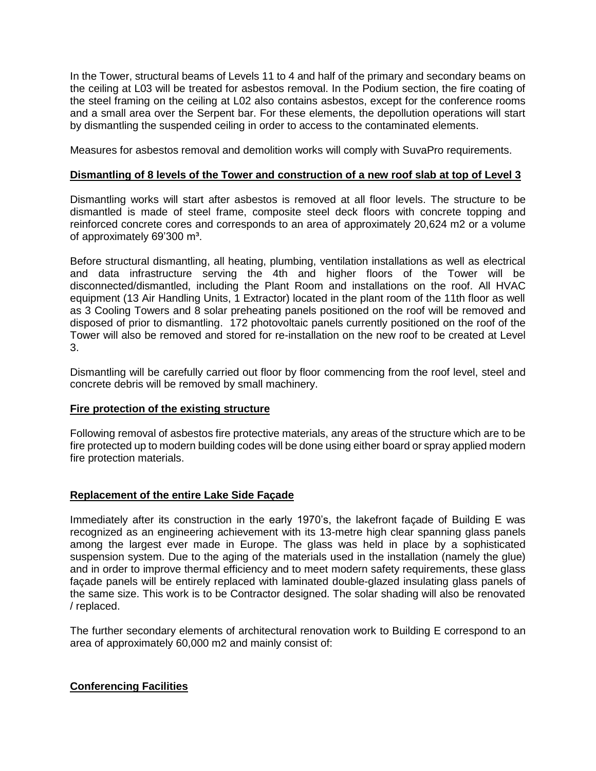In the Tower, structural beams of Levels 11 to 4 and half of the primary and secondary beams on the ceiling at L03 will be treated for asbestos removal. In the Podium section, the fire coating of the steel framing on the ceiling at L02 also contains asbestos, except for the conference rooms and a small area over the Serpent bar. For these elements, the depollution operations will start by dismantling the suspended ceiling in order to access to the contaminated elements.

Measures for asbestos removal and demolition works will comply with SuvaPro requirements.

**Dismantling of 8 levels of the Tower and construction of a new roof slab at top of Level 3**

Dismantling works will start after asbestos is removed at all floor levels. The structure to be dismantled is made of steel frame, composite steel deck floors with concrete topping and reinforced concrete cores and corresponds to an area of approximately 20,624 m2 or a volume of approximately 69'300 m³.

Before structural dismantling, all heating, plumbing, ventilation installations as well as electrical and data infrastructure serving the 4th and higher floors of the Tower will be disconnected/dismantled, including the Plant Room and installations on the roof. All HVAC equipment (13 Air Handling Units, 1 Extractor) located in the plant room of the 11th floor as well as 3 Cooling Towers and 8 solar preheating panels positioned on the roof will be removed and disposed of prior to dismantling. 172 photovoltaic panels currently positioned on the roof of the Tower will also be removed and stored for re-installation on the new roof to be created at Level 3.

Dismantling will be carefully carried out floor by floor commencing from the roof level, steel and concrete debris will be removed by small machinery.

**Fire protection of the existing structure**

Following removal of asbestos fire protective materials, any areas of the structure which are to be fire protected up to modern building codes will be done using either board or spray applied modern fire protection materials.

**Replacement of the entire Lake Side Façade**

Immediately after its construction in the early 1970's, the lakefront façade of Building E was recognized as an engineering achievement with its 13-metre high clear spanning glass panels among the largest ever made in Europe. The glass was held in place by a sophisticated suspension system. Due to the aging of the materials used in the installation (namely the glue) and in order to improve thermal efficiency and to meet modern safety requirements, these glass façade panels will be entirely replaced with laminated double-glazed insulating glass panels of the same size. This work is to be Contractor designed. The solar shading will also be renovated / replaced.

The further secondary elements of architectural renovation work to Building E correspond to an area of approximately 60,000 m2 and mainly consist of:

**Conferencing Facilities**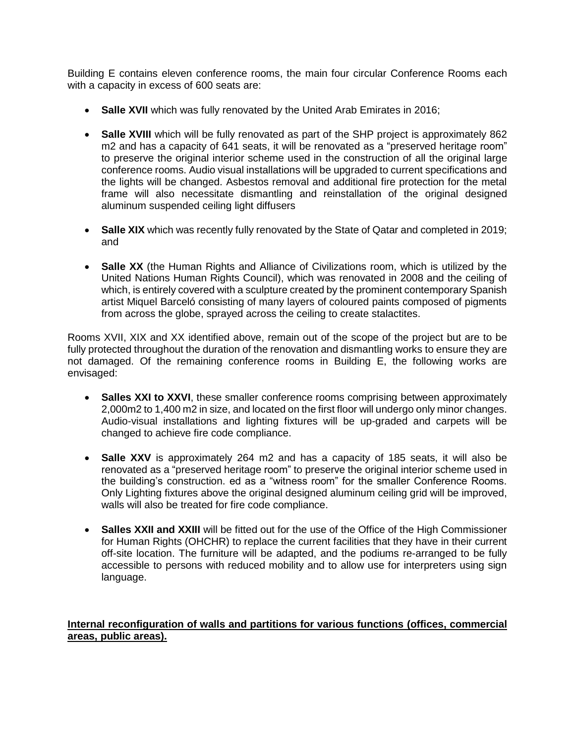Building E contains eleven conference rooms, the main four circular Conference Rooms each with a capacity in excess of 600 seats are:

- **Salle XVII** which was fully renovated by the United Arab Emirates in 2016;
- **Salle XVIII** which will be fully renovated as part of the SHP project is approximately 862 m2 and has a capacity of 641 seats, it will be renovated as a "preserved heritage room" to preserve the original interior scheme used in the construction of all the original large conference rooms. Audio visual installations will be upgraded to current specifications and the lights will be changed. Asbestos removal and additional fire protection for the metal frame will also necessitate dismantling and reinstallation of the original designed aluminum suspended ceiling light diffusers
- **Salle XIX** which was recently fully renovated by the State of Qatar and completed in 2019; and
- **Salle XX** (the Human Rights and Alliance of Civilizations room, which is utilized by the United Nations Human Rights Council), which was renovated in 2008 and the ceiling of which, is entirely covered with a sculpture created by the prominent contemporary Spanish artist Miquel Barceló consisting of many layers of coloured paints composed of pigments from across the globe, sprayed across the ceiling to create stalactites.

Rooms XVII, XIX and XX identified above, remain out of the scope of the project but are to be fully protected throughout the duration of the renovation and dismantling works to ensure they are not damaged. Of the remaining conference rooms in Building E, the following works are envisaged:

- **Salles XXI to XXVI**, these smaller conference rooms comprising between approximately 2,000m2 to 1,400 m2 in size, and located on the first floor will undergo only minor changes. Audio-visual installations and lighting fixtures will be up-graded and carpets will be changed to achieve fire code compliance.
- **Salle XXV** is approximately 264 m2 and has a capacity of 185 seats, it will also be renovated as a "preserved heritage room" to preserve the original interior scheme used in the building's construction. ed as a "witness room" for the smaller Conference Rooms. Only Lighting fixtures above the original designed aluminum ceiling grid will be improved, walls will also be treated for fire code compliance.
- **Salles XXII and XXIII** will be fitted out for the use of the Office of the High Commissioner for Human Rights (OHCHR) to replace the current facilities that they have in their current off-site location. The furniture will be adapted, and the podiums re-arranged to be fully accessible to persons with reduced mobility and to allow use for interpreters using sign language.

**Internal reconfiguration of walls and partitions for various functions (offices, commercial areas, public areas).**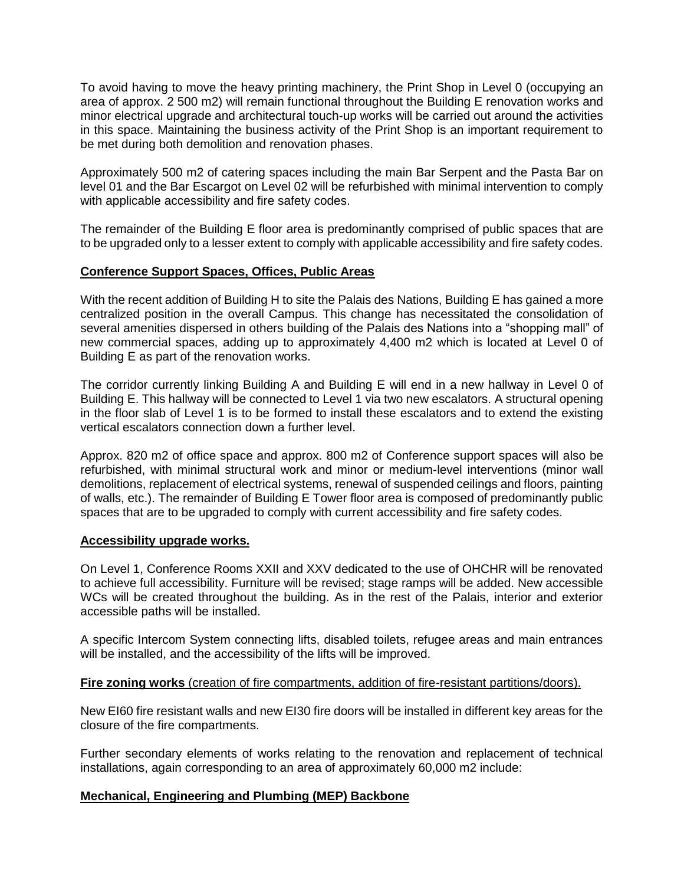To avoid having to move the heavy printing machinery, the Print Shop in Level 0 (occupying an area of approx. 2 500 m2) will remain functional throughout the Building E renovation works and minor electrical upgrade and architectural touch-up works will be carried out around the activities in this space. Maintaining the business activity of the Print Shop is an important requirement to be met during both demolition and renovation phases.

Approximately 500 m2 of catering spaces including the main Bar Serpent and the Pasta Bar on level 01 and the Bar Escargot on Level 02 will be refurbished with minimal intervention to comply with applicable accessibility and fire safety codes.

The remainder of the Building E floor area is predominantly comprised of public spaces that are to be upgraded only to a lesser extent to comply with applicable accessibility and fire safety codes.

**Conference Support Spaces, Offices, Public Areas**

With the recent addition of Building H to site the Palais des Nations, Building E has gained a more centralized position in the overall Campus. This change has necessitated the consolidation of several amenities dispersed in others building of the Palais des Nations into a "shopping mall" of new commercial spaces, adding up to approximately 4,400 m2 which is located at Level 0 of Building E as part of the renovation works.

The corridor currently linking Building A and Building E will end in a new hallway in Level 0 of Building E. This hallway will be connected to Level 1 via two new escalators. A structural opening in the floor slab of Level 1 is to be formed to install these escalators and to extend the existing vertical escalators connection down a further level.

Approx. 820 m2 of office space and approx. 800 m2 of Conference support spaces will also be refurbished, with minimal structural work and minor or medium-level interventions (minor wall demolitions, replacement of electrical systems, renewal of suspended ceilings and floors, painting of walls, etc.). The remainder of Building E Tower floor area is composed of predominantly public spaces that are to be upgraded to comply with current accessibility and fire safety codes.

**Accessibility upgrade works.**

On Level 1, Conference Rooms XXII and XXV dedicated to the use of OHCHR will be renovated to achieve full accessibility. Furniture will be revised; stage ramps will be added. New accessible WCs will be created throughout the building. As in the rest of the Palais, interior and exterior accessible paths will be installed.

A specific Intercom System connecting lifts, disabled toilets, refugee areas and main entrances will be installed, and the accessibility of the lifts will be improved.

**Fire zoning works** (creation of fire compartments, addition of fire-resistant partitions/doors).

New EI60 fire resistant walls and new EI30 fire doors will be installed in different key areas for the closure of the fire compartments.

Further secondary elements of works relating to the renovation and replacement of technical installations, again corresponding to an area of approximately 60,000 m2 include:

**Mechanical, Engineering and Plumbing (MEP) Backbone**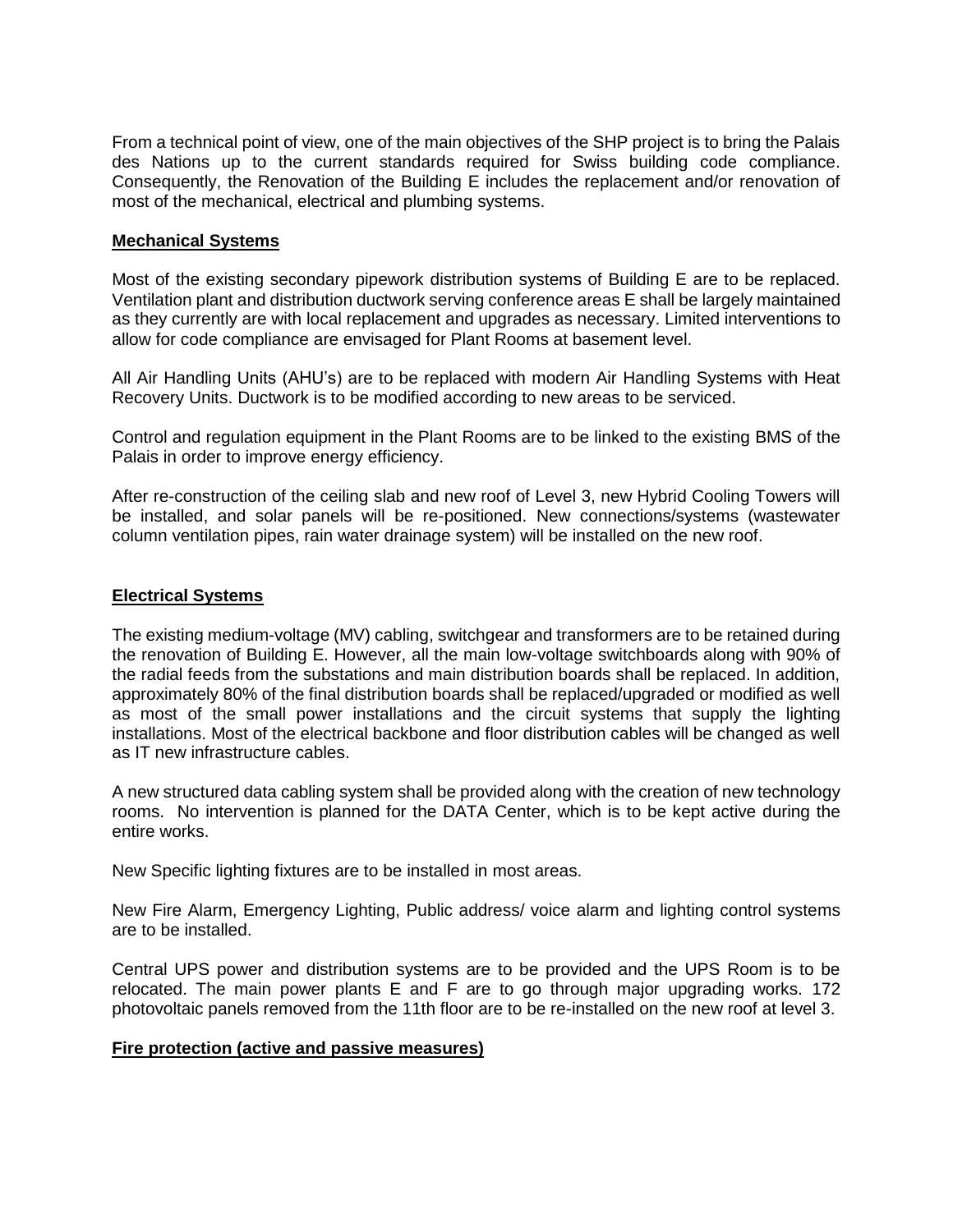From a technical point of view, one of the main objectives of the SHP project is to bring the Palais des Nations up to the current standards required for Swiss building code compliance. Consequently, the Renovation of the Building E includes the replacement and/or renovation of most of the mechanical, electrical and plumbing systems.

## Mechanical Systems

Most of the existing secondary pipework distribution systems of Building E are to be replaced. Ventilation plant and distribution ductwork serving conference areas E shall be largely maintained as they currently are with local replacement and upgrades as necessary. Limited interventions to allow for code compliance are envisaged for Plant Rooms at basement level.

All Air Handling Units (AHU's) are to be replaced with modern Air Handling Systems with Heat Recovery Units. Ductwork is to be modified according to new areas to be serviced.

Control and regulation equipment in the Plant Rooms are to be linked to the existing BMS of the Palais in order to improve energy efficiency.

After re-construction of the ceiling slab and new roof of Level 3, new Hybrid Cooling Towers will be installed, and solar panels will be re-positioned. New connections/systems (wastewater column ventilation pipes, rain water drainage system) will be installed on the new roof.

## Electrical Systems

The existing medium-voltage (MV) cabling, switchgear and transformers are to be retained during the renovation of Building E. However, all the main low-voltage switchboards along with 90% of the radial feeds from the substations and main distribution boards shall be replaced. In addition, approximately 80% of the final distribution boards shall be replaced/upgraded or modified as well as most of the small power installations and the circuit systems that supply the lighting installations. Most of the electrical backbone and floor distribution cables will be changed as well as IT new infrastructure cables.

A new structured data cabling system shall be provided along with the creation of new technology rooms. No intervention is planned for the DATA Center, which is to be kept active during the entire works.

New Specific lighting fixtures are to be installed in most areas.

New Fire Alarm, Emergency Lighting, Public address/ voice alarm and lighting control systems are to be installed.

Central UPS power and distribution systems are to be provided and the UPS Room is to be relocated. The main power plants E and F are to go through major upgrading works. 172 photovoltaic panels removed from the 11th floor are to be re-installed on the new roof at level 3.

## Fire protection (active and passive measures)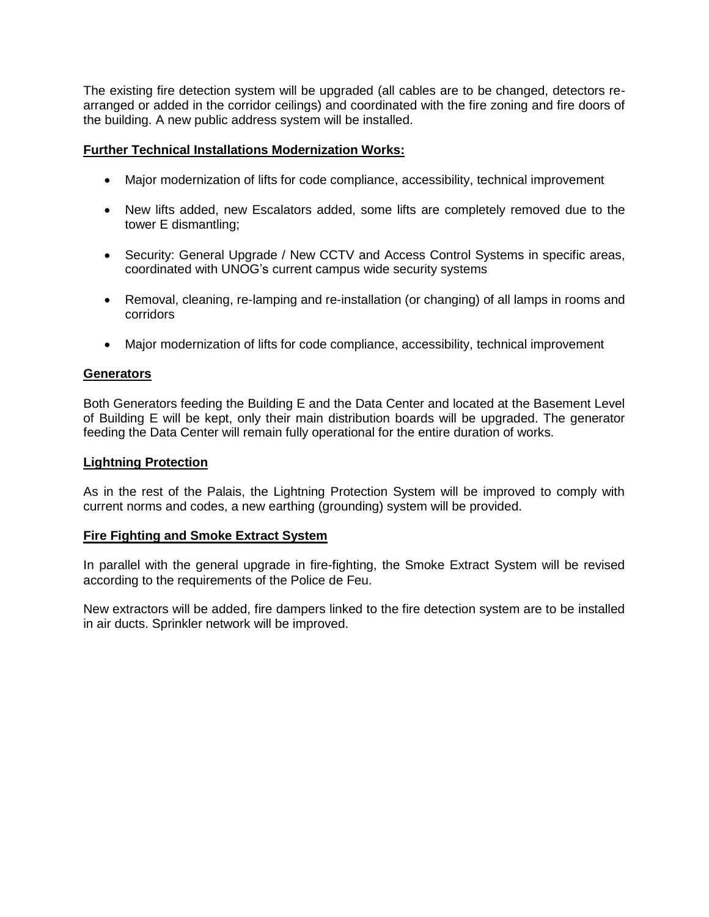The existing fire detection system will be upgraded (all cables are to be changed, detectors re-arranged or added in the corridor ceilings) and coordinated with the fire zoning and fire doors of the building. A new public address system will be installed.

**Further Technical Installations Modernization Works:**

- Major modernization of lifts for code compliance, accessibility, technical improvement
- New lifts added, new Escalators added, some lifts are completely removed due to the tower E dismantling;
- Security: General Upgrade / New CCTV and Access Control Systems in specific areas, coordinated with UNOG's current campus wide security systems
- Removal, cleaning, re-lamping and re-installation (or changing) of all lamps in rooms and corridors
- Major modernization of lifts for code compliance, accessibility, technical improvement

**Generators**

Both Generators feeding the Building E and the Data Center and located at the Basement Level of Building E will be kept, only their main distribution boards will be upgraded. The generator feeding the Data Center will remain fully operational for the entire duration of works.

**Lightning Protection**

As in the rest of the Palais, the Lightning Protection System will be improved to comply with current norms and codes, a new earthing (grounding) system will be provided.

**Fire Fighting and Smoke Extract System**

In parallel with the general upgrade in fire-fighting, the Smoke Extract System will be revised according to the requirements of the Police de Feu.

New extractors will be added, fire dampers linked to the fire detection system are to be installed in air ducts. Sprinkler network will be improved.